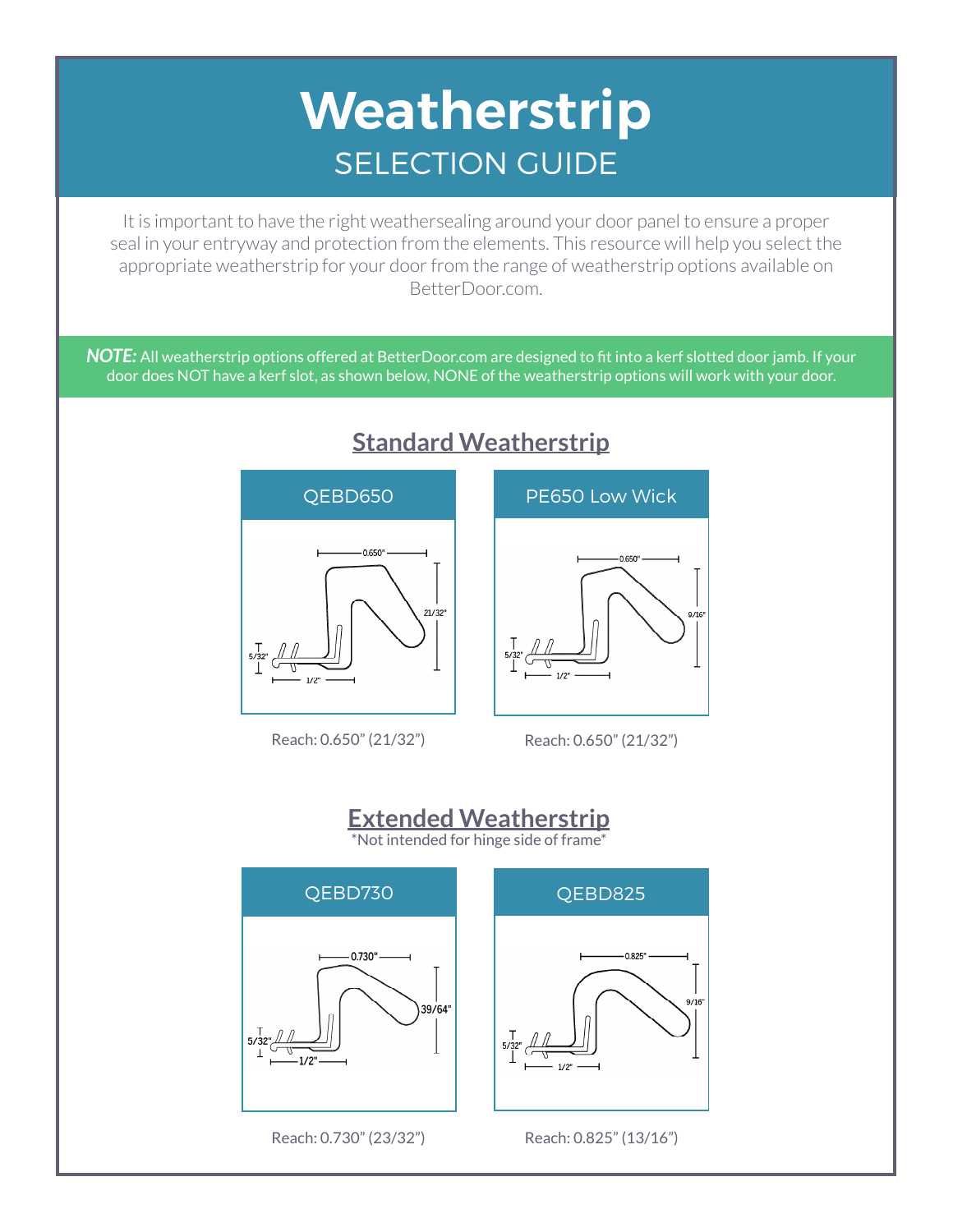# Weatherstrip

## SELECTION GUIDE

It is important to have the right weathersealing around your door panel to ensure a proper seal in your entryway and protection from the elements. This resource will help you select the appropriate weatherstrip for your door from the range of weatherstrip options available on BetterDoor.com.

***NOTE:*** All weatherstrip options offered at BetterDoor.com are designed to fit into a kerf slotted door jamb. If your door does NOT have a kerf slot, as shown below, NONE of the weatherstrip options will work with your door.

## Standard Weatherstrip

### QEBD650

Reach: 0.650" (21/32")

### PE650 Low Wick

Reach: 0.650" (21/32")

## Extended Weatherstrip

*Not intended for hinge side of frame*

### QEBD730

Reach: 0.730" (23/32")

### QEBD825

Reach: 0.825" (13/16")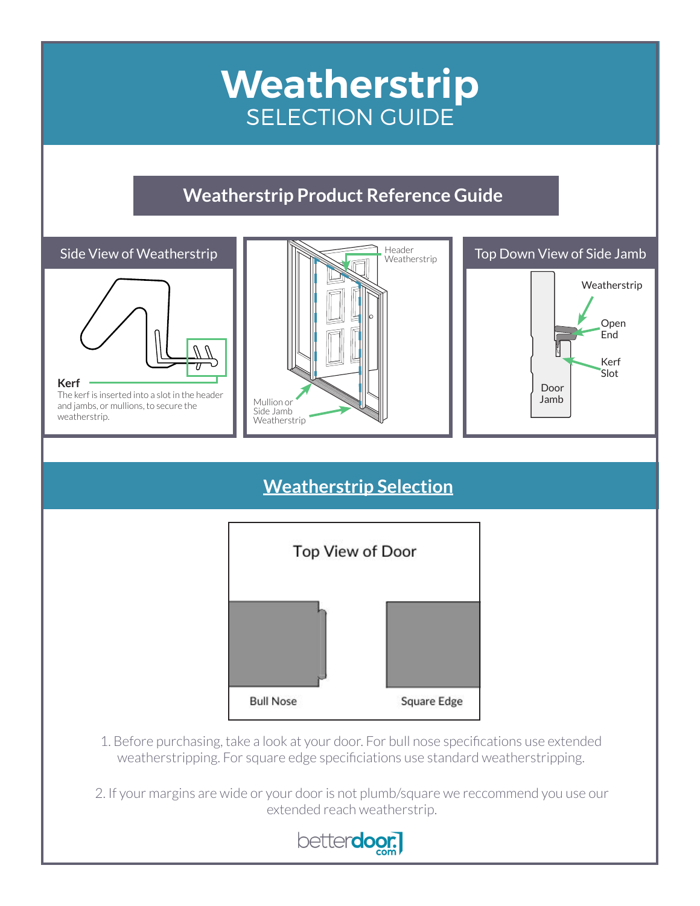# Weatherstrip

SELECTION GUIDE

## Weatherstrip Product Reference Guide

### Side View of Weatherstrip

**Kerf**

The kerf is inserted into a slot in the header and jambs, or mullions, to secure the weatherstrip.

Header Weatherstrip

Mullion or Side Jamb Weatherstrip

### Top Down View of Side Jamb

Weatherstrip

Open End

Kerf Slot

Door Jamb

## Weatherstrip Selection

Top View of Door

Bull Nose

Square Edge

1. Before purchasing, take a look at your door. For bull nose specifications use extended weatherstripping. For square edge specificiations use standard weatherstripping.

2. If your margins are wide or your door is not plumb/square we reccommend you use our extended reach weatherstrip.

betterdoor.com